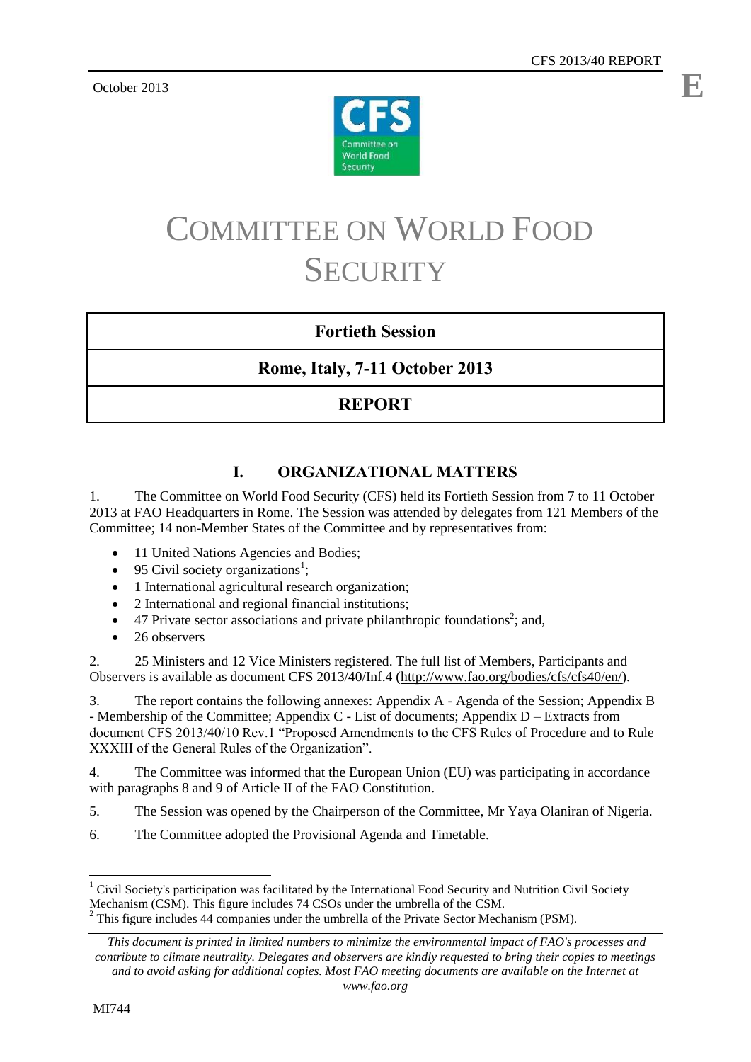CFS 2013/40 REPORT

October 2013

# COMMITTEE ON WORLD FOOD SECURITY

| **Fortieth Session** |
| --- |
| **Rome, Italy, 7-11 October 2013** |
| **REPORT** |

## I. ORGANIZATIONAL MATTERS

1. The Committee on World Food Security (CFS) held its Fortieth Session from 7 to 11 October 2013 at FAO Headquarters in Rome. The Session was attended by delegates from 121 Members of the Committee; 14 non-Member States of the Committee and by representatives from:

- 11 United Nations Agencies and Bodies;
- 95 Civil society organizations[1];
- 1 International agricultural research organization;
- 2 International and regional financial institutions;
- 47 Private sector associations and private philanthropic foundations[2]; and,
- 26 observers

2. 25 Ministers and 12 Vice Ministers registered. The full list of Members, Participants and Observers is available as document CFS 2013/40/Inf.4 (http://www.fao.org/bodies/cfs/cfs40/en/).

3. The report contains the following annexes: Appendix A - Agenda of the Session; Appendix B - Membership of the Committee; Appendix C - List of documents; Appendix D – Extracts from document CFS 2013/40/10 Rev.1 "Proposed Amendments to the CFS Rules of Procedure and to Rule XXXIII of the General Rules of the Organization".

4. The Committee was informed that the European Union (EU) was participating in accordance with paragraphs 8 and 9 of Article II of the FAO Constitution.

5. The Session was opened by the Chairperson of the Committee, Mr Yaya Olaniran of Nigeria.

6. The Committee adopted the Provisional Agenda and Timetable.

[1] Civil Society's participation was facilitated by the International Food Security and Nutrition Civil Society Mechanism (CSM). This figure includes 74 CSOs under the umbrella of the CSM.

[2] This figure includes 44 companies under the umbrella of the Private Sector Mechanism (PSM).

*This document is printed in limited numbers to minimize the environmental impact of FAO's processes and contribute to climate neutrality. Delegates and observers are kindly requested to bring their copies to meetings and to avoid asking for additional copies. Most FAO meeting documents are available on the Internet at www.fao.org*

MI744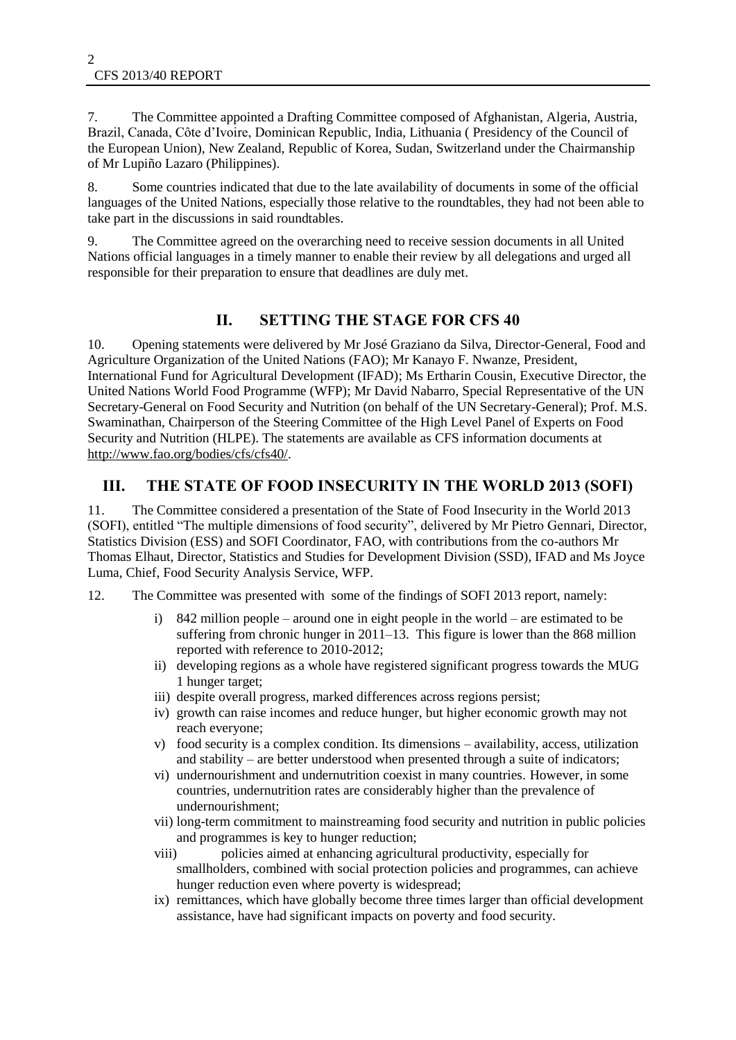7. The Committee appointed a Drafting Committee composed of Afghanistan, Algeria, Austria, Brazil, Canada, Côte d'Ivoire, Dominican Republic, India, Lithuania ( Presidency of the Council of the European Union), New Zealand, Republic of Korea, Sudan, Switzerland under the Chairmanship of Mr Lupiño Lazaro (Philippines).

8. Some countries indicated that due to the late availability of documents in some of the official languages of the United Nations, especially those relative to the roundtables, they had not been able to take part in the discussions in said roundtables.

9. The Committee agreed on the overarching need to receive session documents in all United Nations official languages in a timely manner to enable their review by all delegations and urged all responsible for their preparation to ensure that deadlines are duly met.

## II. SETTING THE STAGE FOR CFS 40

10. Opening statements were delivered by Mr José Graziano da Silva, Director-General, Food and Agriculture Organization of the United Nations (FAO); Mr Kanayo F. Nwanze, President, International Fund for Agricultural Development (IFAD); Ms Ertharin Cousin, Executive Director, the United Nations World Food Programme (WFP); Mr David Nabarro, Special Representative of the UN Secretary-General on Food Security and Nutrition (on behalf of the UN Secretary-General); Prof. M.S. Swaminathan, Chairperson of the Steering Committee of the High Level Panel of Experts on Food Security and Nutrition (HLPE). The statements are available as CFS information documents at http://www.fao.org/bodies/cfs/cfs40/.

## III. THE STATE OF FOOD INSECURITY IN THE WORLD 2013 (SOFI)

11. The Committee considered a presentation of the State of Food Insecurity in the World 2013 (SOFI), entitled "The multiple dimensions of food security", delivered by Mr Pietro Gennari, Director, Statistics Division (ESS) and SOFI Coordinator, FAO, with contributions from the co-authors Mr Thomas Elhaut, Director, Statistics and Studies for Development Division (SSD), IFAD and Ms Joyce Luma, Chief, Food Security Analysis Service, WFP.

12. The Committee was presented with some of the findings of SOFI 2013 report, namely:

i) 842 million people – around one in eight people in the world – are estimated to be suffering from chronic hunger in 2011–13. This figure is lower than the 868 million reported with reference to 2010-2012;
ii) developing regions as a whole have registered significant progress towards the MUG 1 hunger target;
iii) despite overall progress, marked differences across regions persist;
iv) growth can raise incomes and reduce hunger, but higher economic growth may not reach everyone;
v) food security is a complex condition. Its dimensions – availability, access, utilization and stability – are better understood when presented through a suite of indicators;
vi) undernourishment and undernutrition coexist in many countries. However, in some countries, undernutrition rates are considerably higher than the prevalence of undernourishment;
vii) long-term commitment to mainstreaming food security and nutrition in public policies and programmes is key to hunger reduction;
viii) policies aimed at enhancing agricultural productivity, especially for smallholders, combined with social protection policies and programmes, can achieve hunger reduction even where poverty is widespread;
ix) remittances, which have globally become three times larger than official development assistance, have had significant impacts on poverty and food security.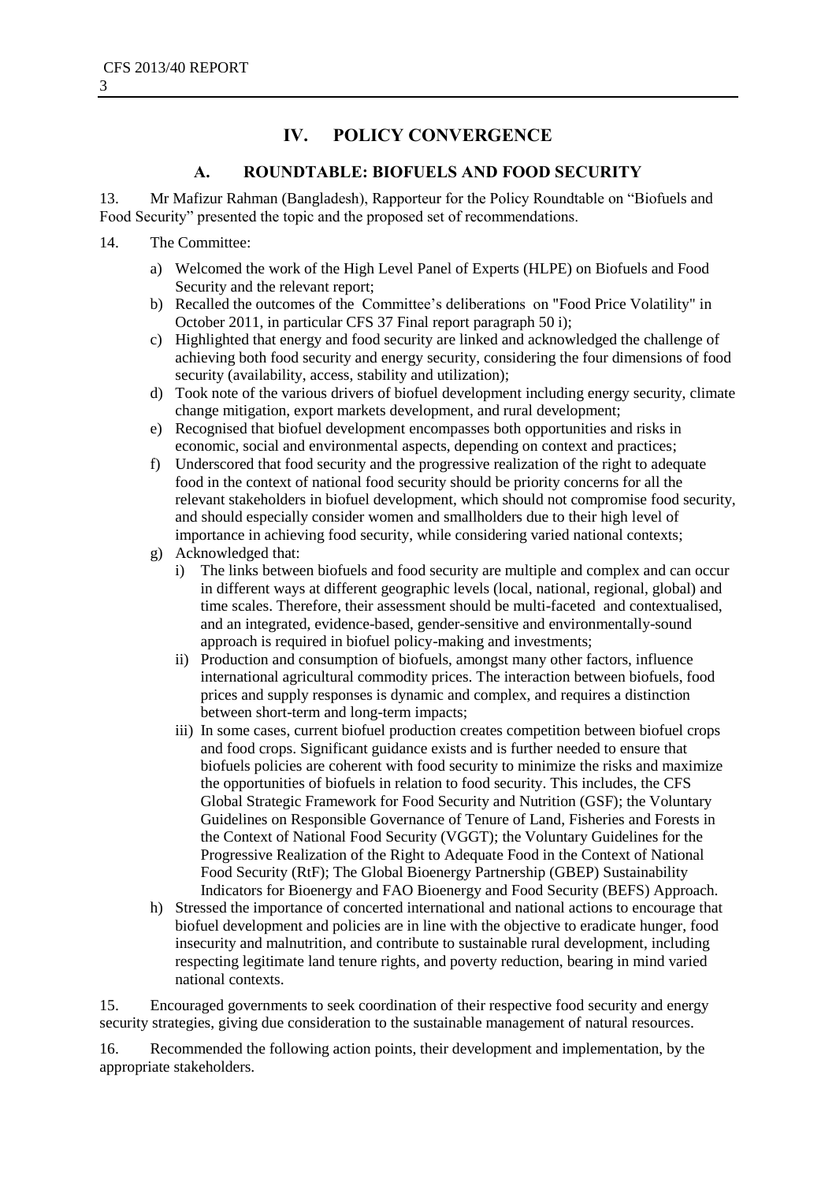## IV. POLICY CONVERGENCE

### A. ROUNDTABLE: BIOFUELS AND FOOD SECURITY

13. Mr Mafizur Rahman (Bangladesh), Rapporteur for the Policy Roundtable on "Biofuels and Food Security" presented the topic and the proposed set of recommendations.

14. The Committee:

a) Welcomed the work of the High Level Panel of Experts (HLPE) on Biofuels and Food Security and the relevant report;

b) Recalled the outcomes of the Committee's deliberations on "Food Price Volatility" in October 2011, in particular CFS 37 Final report paragraph 50 i);

c) Highlighted that energy and food security are linked and acknowledged the challenge of achieving both food security and energy security, considering the four dimensions of food security (availability, access, stability and utilization);

d) Took note of the various drivers of biofuel development including energy security, climate change mitigation, export markets development, and rural development;

e) Recognised that biofuel development encompasses both opportunities and risks in economic, social and environmental aspects, depending on context and practices;

f) Underscored that food security and the progressive realization of the right to adequate food in the context of national food security should be priority concerns for all the relevant stakeholders in biofuel development, which should not compromise food security, and should especially consider women and smallholders due to their high level of importance in achieving food security, while considering varied national contexts;

g) Acknowledged that:

   i) The links between biofuels and food security are multiple and complex and can occur in different ways at different geographic levels (local, national, regional, global) and time scales. Therefore, their assessment should be multi-faceted and contextualised, and an integrated, evidence-based, gender-sensitive and environmentally-sound approach is required in biofuel policy-making and investments;

   ii) Production and consumption of biofuels, amongst many other factors, influence international agricultural commodity prices. The interaction between biofuels, food prices and supply responses is dynamic and complex, and requires a distinction between short-term and long-term impacts;

   iii) In some cases, current biofuel production creates competition between biofuel crops and food crops. Significant guidance exists and is further needed to ensure that biofuels policies are coherent with food security to minimize the risks and maximize the opportunities of biofuels in relation to food security. This includes, the CFS Global Strategic Framework for Food Security and Nutrition (GSF); the Voluntary Guidelines on Responsible Governance of Tenure of Land, Fisheries and Forests in the Context of National Food Security (VGGT); the Voluntary Guidelines for the Progressive Realization of the Right to Adequate Food in the Context of National Food Security (RtF); The Global Bioenergy Partnership (GBEP) Sustainability Indicators for Bioenergy and FAO Bioenergy and Food Security (BEFS) Approach.

h) Stressed the importance of concerted international and national actions to encourage that biofuel development and policies are in line with the objective to eradicate hunger, food insecurity and malnutrition, and contribute to sustainable rural development, including respecting legitimate land tenure rights, and poverty reduction, bearing in mind varied national contexts.

15. Encouraged governments to seek coordination of their respective food security and energy security strategies, giving due consideration to the sustainable management of natural resources.

16. Recommended the following action points, their development and implementation, by the appropriate stakeholders.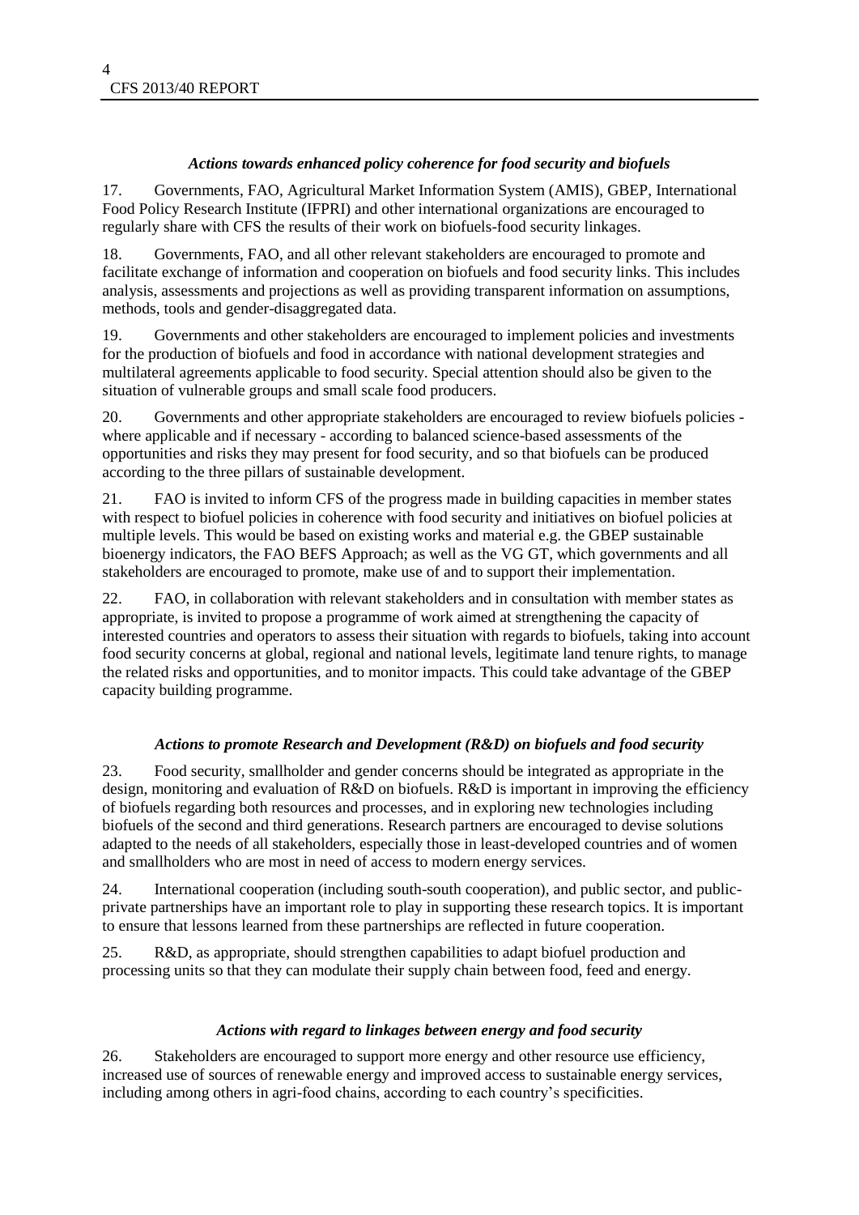### *Actions towards enhanced policy coherence for food security and biofuels*

17. Governments, FAO, Agricultural Market Information System (AMIS), GBEP, International Food Policy Research Institute (IFPRI) and other international organizations are encouraged to regularly share with CFS the results of their work on biofuels-food security linkages.

18. Governments, FAO, and all other relevant stakeholders are encouraged to promote and facilitate exchange of information and cooperation on biofuels and food security links. This includes analysis, assessments and projections as well as providing transparent information on assumptions, methods, tools and gender-disaggregated data.

19. Governments and other stakeholders are encouraged to implement policies and investments for the production of biofuels and food in accordance with national development strategies and multilateral agreements applicable to food security. Special attention should also be given to the situation of vulnerable groups and small scale food producers.

20. Governments and other appropriate stakeholders are encouraged to review biofuels policies - where applicable and if necessary - according to balanced science-based assessments of the opportunities and risks they may present for food security, and so that biofuels can be produced according to the three pillars of sustainable development.

21. FAO is invited to inform CFS of the progress made in building capacities in member states with respect to biofuel policies in coherence with food security and initiatives on biofuel policies at multiple levels. This would be based on existing works and material e.g. the GBEP sustainable bioenergy indicators, the FAO BEFS Approach; as well as the VG GT, which governments and all stakeholders are encouraged to promote, make use of and to support their implementation.

22. FAO, in collaboration with relevant stakeholders and in consultation with member states as appropriate, is invited to propose a programme of work aimed at strengthening the capacity of interested countries and operators to assess their situation with regards to biofuels, taking into account food security concerns at global, regional and national levels, legitimate land tenure rights, to manage the related risks and opportunities, and to monitor impacts. This could take advantage of the GBEP capacity building programme.

### *Actions to promote Research and Development (R&D) on biofuels and food security*

23. Food security, smallholder and gender concerns should be integrated as appropriate in the design, monitoring and evaluation of R&D on biofuels. R&D is important in improving the efficiency of biofuels regarding both resources and processes, and in exploring new technologies including biofuels of the second and third generations. Research partners are encouraged to devise solutions adapted to the needs of all stakeholders, especially those in least-developed countries and of women and smallholders who are most in need of access to modern energy services.

24. International cooperation (including south-south cooperation), and public sector, and public-private partnerships have an important role to play in supporting these research topics. It is important to ensure that lessons learned from these partnerships are reflected in future cooperation.

25. R&D, as appropriate, should strengthen capabilities to adapt biofuel production and processing units so that they can modulate their supply chain between food, feed and energy.

### *Actions with regard to linkages between energy and food security*

26. Stakeholders are encouraged to support more energy and other resource use efficiency, increased use of sources of renewable energy and improved access to sustainable energy services, including among others in agri-food chains, according to each country's specificities.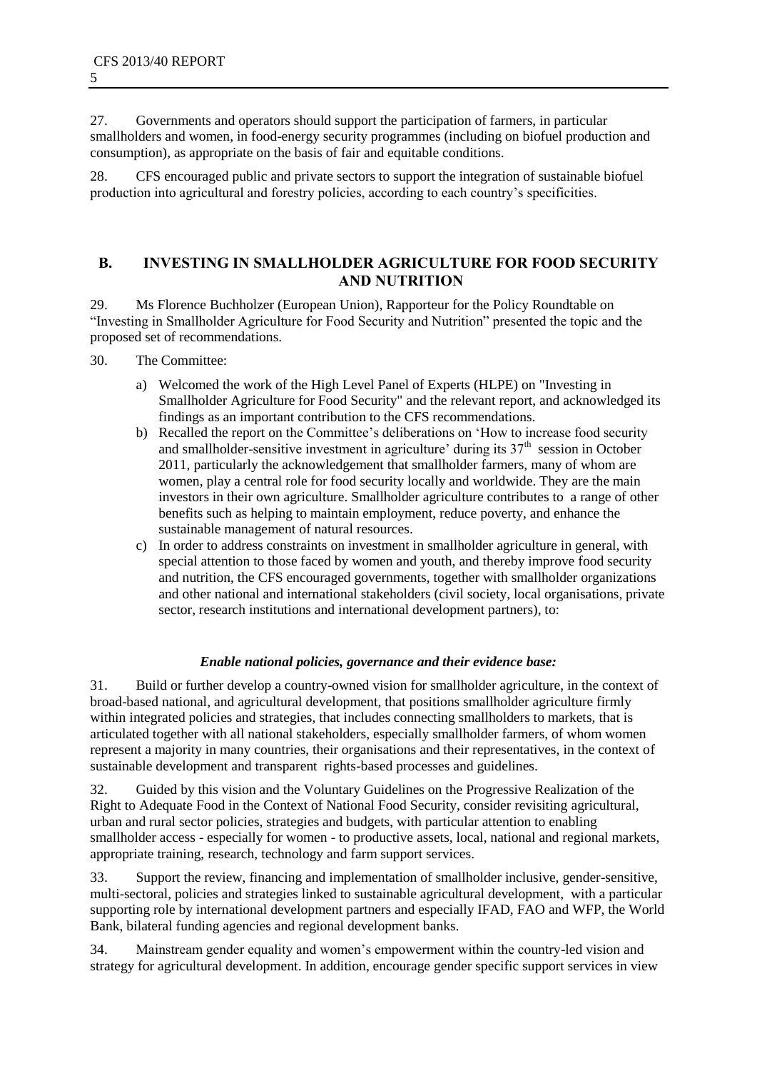27. Governments and operators should support the participation of farmers, in particular smallholders and women, in food-energy security programmes (including on biofuel production and consumption), as appropriate on the basis of fair and equitable conditions.

28. CFS encouraged public and private sectors to support the integration of sustainable biofuel production into agricultural and forestry policies, according to each country's specificities.

## B. INVESTING IN SMALLHOLDER AGRICULTURE FOR FOOD SECURITY AND NUTRITION

29. Ms Florence Buchholzer (European Union), Rapporteur for the Policy Roundtable on "Investing in Smallholder Agriculture for Food Security and Nutrition" presented the topic and the proposed set of recommendations.

30. The Committee:

a) Welcomed the work of the High Level Panel of Experts (HLPE) on "Investing in Smallholder Agriculture for Food Security" and the relevant report, and acknowledged its findings as an important contribution to the CFS recommendations.

b) Recalled the report on the Committee's deliberations on 'How to increase food security and smallholder-sensitive investment in agriculture' during its 37th session in October 2011, particularly the acknowledgement that smallholder farmers, many of whom are women, play a central role for food security locally and worldwide. They are the main investors in their own agriculture. Smallholder agriculture contributes to a range of other benefits such as helping to maintain employment, reduce poverty, and enhance the sustainable management of natural resources.

c) In order to address constraints on investment in smallholder agriculture in general, with special attention to those faced by women and youth, and thereby improve food security and nutrition, the CFS encouraged governments, together with smallholder organizations and other national and international stakeholders (civil society, local organisations, private sector, research institutions and international development partners), to:

### *Enable national policies, governance and their evidence base:*

31. Build or further develop a country-owned vision for smallholder agriculture, in the context of broad-based national, and agricultural development, that positions smallholder agriculture firmly within integrated policies and strategies, that includes connecting smallholders to markets, that is articulated together with all national stakeholders, especially smallholder farmers, of whom women represent a majority in many countries, their organisations and their representatives, in the context of sustainable development and transparent rights-based processes and guidelines.

32. Guided by this vision and the Voluntary Guidelines on the Progressive Realization of the Right to Adequate Food in the Context of National Food Security, consider revisiting agricultural, urban and rural sector policies, strategies and budgets, with particular attention to enabling smallholder access - especially for women - to productive assets, local, national and regional markets, appropriate training, research, technology and farm support services.

33. Support the review, financing and implementation of smallholder inclusive, gender-sensitive, multi-sectoral, policies and strategies linked to sustainable agricultural development, with a particular supporting role by international development partners and especially IFAD, FAO and WFP, the World Bank, bilateral funding agencies and regional development banks.

34. Mainstream gender equality and women's empowerment within the country-led vision and strategy for agricultural development. In addition, encourage gender specific support services in view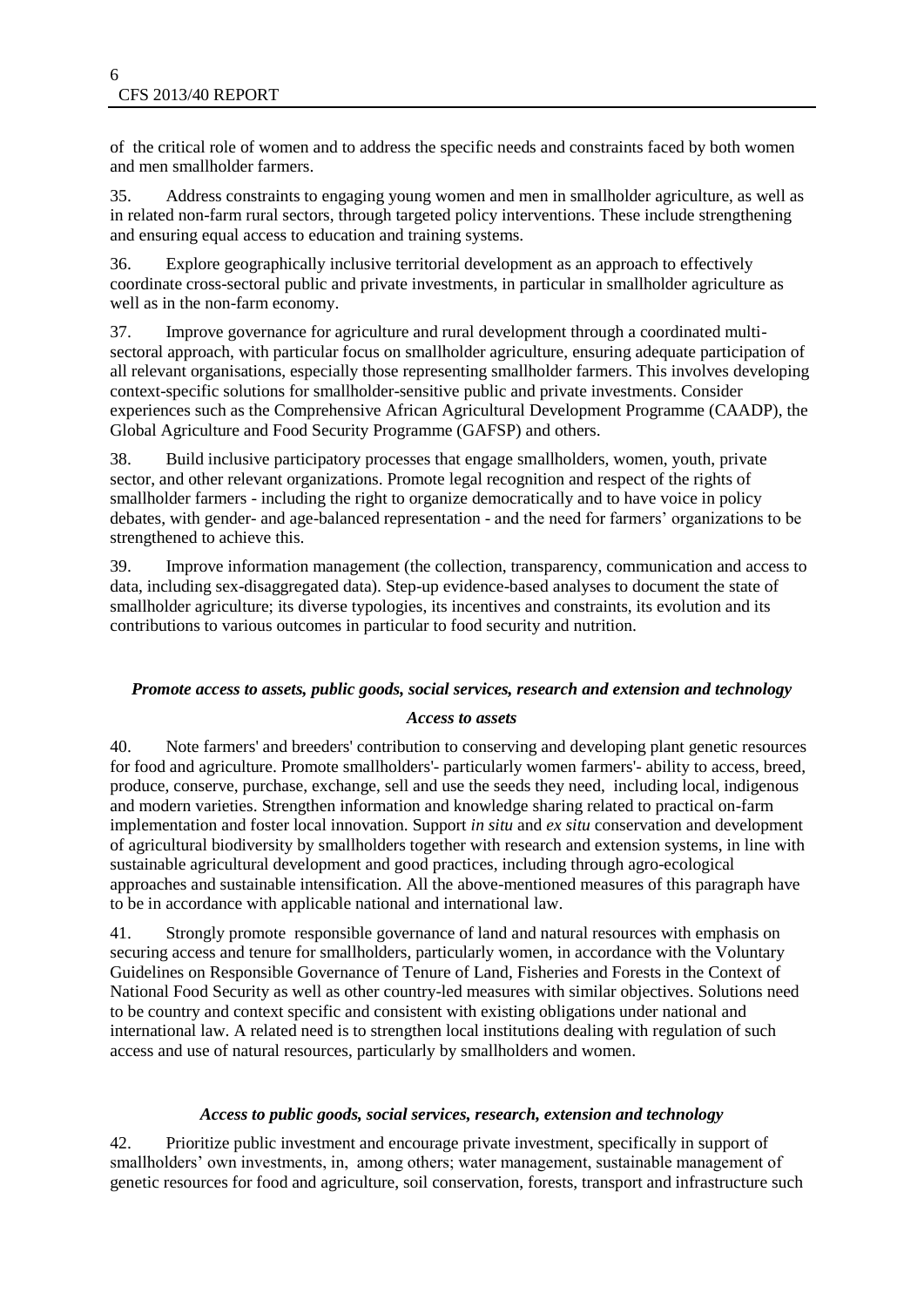of the critical role of women and to address the specific needs and constraints faced by both women and men smallholder farmers.

35. Address constraints to engaging young women and men in smallholder agriculture, as well as in related non-farm rural sectors, through targeted policy interventions. These include strengthening and ensuring equal access to education and training systems.

36. Explore geographically inclusive territorial development as an approach to effectively coordinate cross-sectoral public and private investments, in particular in smallholder agriculture as well as in the non-farm economy.

37. Improve governance for agriculture and rural development through a coordinated multi-sectoral approach, with particular focus on smallholder agriculture, ensuring adequate participation of all relevant organisations, especially those representing smallholder farmers. This involves developing context-specific solutions for smallholder-sensitive public and private investments. Consider experiences such as the Comprehensive African Agricultural Development Programme (CAADP), the Global Agriculture and Food Security Programme (GAFSP) and others.

38. Build inclusive participatory processes that engage smallholders, women, youth, private sector, and other relevant organizations. Promote legal recognition and respect of the rights of smallholder farmers - including the right to organize democratically and to have voice in policy debates, with gender- and age-balanced representation - and the need for farmers' organizations to be strengthened to achieve this.

39. Improve information management (the collection, transparency, communication and access to data, including sex-disaggregated data). Step-up evidence-based analyses to document the state of smallholder agriculture; its diverse typologies, its incentives and constraints, its evolution and its contributions to various outcomes in particular to food security and nutrition.

### *Promote access to assets, public goods, social services, research and extension and technology*

#### *Access to assets*

40. Note farmers' and breeders' contribution to conserving and developing plant genetic resources for food and agriculture. Promote smallholders'- particularly women farmers'- ability to access, breed, produce, conserve, purchase, exchange, sell and use the seeds they need, including local, indigenous and modern varieties. Strengthen information and knowledge sharing related to practical on-farm implementation and foster local innovation. Support *in situ* and *ex situ* conservation and development of agricultural biodiversity by smallholders together with research and extension systems, in line with sustainable agricultural development and good practices, including through agro-ecological approaches and sustainable intensification. All the above-mentioned measures of this paragraph have to be in accordance with applicable national and international law.

41. Strongly promote responsible governance of land and natural resources with emphasis on securing access and tenure for smallholders, particularly women, in accordance with the Voluntary Guidelines on Responsible Governance of Tenure of Land, Fisheries and Forests in the Context of National Food Security as well as other country-led measures with similar objectives. Solutions need to be country and context specific and consistent with existing obligations under national and international law. A related need is to strengthen local institutions dealing with regulation of such access and use of natural resources, particularly by smallholders and women.

#### *Access to public goods, social services, research, extension and technology*

42. Prioritize public investment and encourage private investment, specifically in support of smallholders' own investments, in, among others; water management, sustainable management of genetic resources for food and agriculture, soil conservation, forests, transport and infrastructure such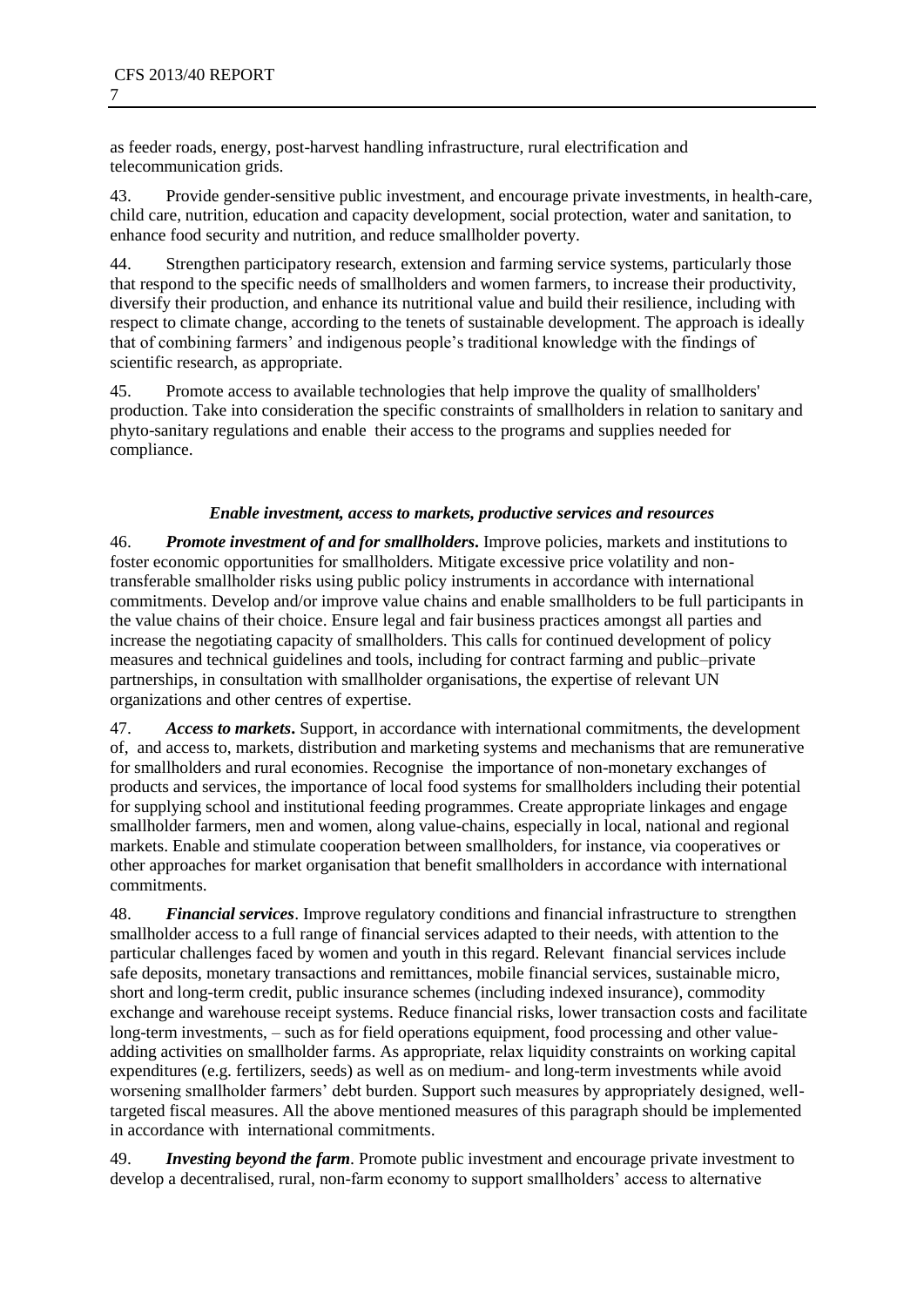as feeder roads, energy, post-harvest handling infrastructure, rural electrification and telecommunication grids.

43. Provide gender-sensitive public investment, and encourage private investments, in health-care, child care, nutrition, education and capacity development, social protection, water and sanitation, to enhance food security and nutrition, and reduce smallholder poverty.

44. Strengthen participatory research, extension and farming service systems, particularly those that respond to the specific needs of smallholders and women farmers, to increase their productivity, diversify their production, and enhance its nutritional value and build their resilience, including with respect to climate change, according to the tenets of sustainable development. The approach is ideally that of combining farmers' and indigenous people's traditional knowledge with the findings of scientific research, as appropriate.

45. Promote access to available technologies that help improve the quality of smallholders' production. Take into consideration the specific constraints of smallholders in relation to sanitary and phyto-sanitary regulations and enable their access to the programs and supplies needed for compliance.

### *Enable investment, access to markets, productive services and resources*

46. ***Promote investment of and for smallholders***. Improve policies, markets and institutions to foster economic opportunities for smallholders. Mitigate excessive price volatility and non-transferable smallholder risks using public policy instruments in accordance with international commitments. Develop and/or improve value chains and enable smallholders to be full participants in the value chains of their choice. Ensure legal and fair business practices amongst all parties and increase the negotiating capacity of smallholders. This calls for continued development of policy measures and technical guidelines and tools, including for contract farming and public–private partnerships, in consultation with smallholder organisations, the expertise of relevant UN organizations and other centres of expertise.

47. ***Access to markets***. Support, in accordance with international commitments, the development of, and access to, markets, distribution and marketing systems and mechanisms that are remunerative for smallholders and rural economies. Recognise the importance of non-monetary exchanges of products and services, the importance of local food systems for smallholders including their potential for supplying school and institutional feeding programmes. Create appropriate linkages and engage smallholder farmers, men and women, along value-chains, especially in local, national and regional markets. Enable and stimulate cooperation between smallholders, for instance, via cooperatives or other approaches for market organisation that benefit smallholders in accordance with international commitments.

48. ***Financial services***. Improve regulatory conditions and financial infrastructure to strengthen smallholder access to a full range of financial services adapted to their needs, with attention to the particular challenges faced by women and youth in this regard. Relevant financial services include safe deposits, monetary transactions and remittances, mobile financial services, sustainable micro, short and long-term credit, public insurance schemes (including indexed insurance), commodity exchange and warehouse receipt systems. Reduce financial risks, lower transaction costs and facilitate long-term investments, – such as for field operations equipment, food processing and other value-adding activities on smallholder farms. As appropriate, relax liquidity constraints on working capital expenditures (e.g. fertilizers, seeds) as well as on medium- and long-term investments while avoid worsening smallholder farmers' debt burden. Support such measures by appropriately designed, well-targeted fiscal measures. All the above mentioned measures of this paragraph should be implemented in accordance with international commitments.

49. ***Investing beyond the farm***. Promote public investment and encourage private investment to develop a decentralised, rural, non-farm economy to support smallholders' access to alternative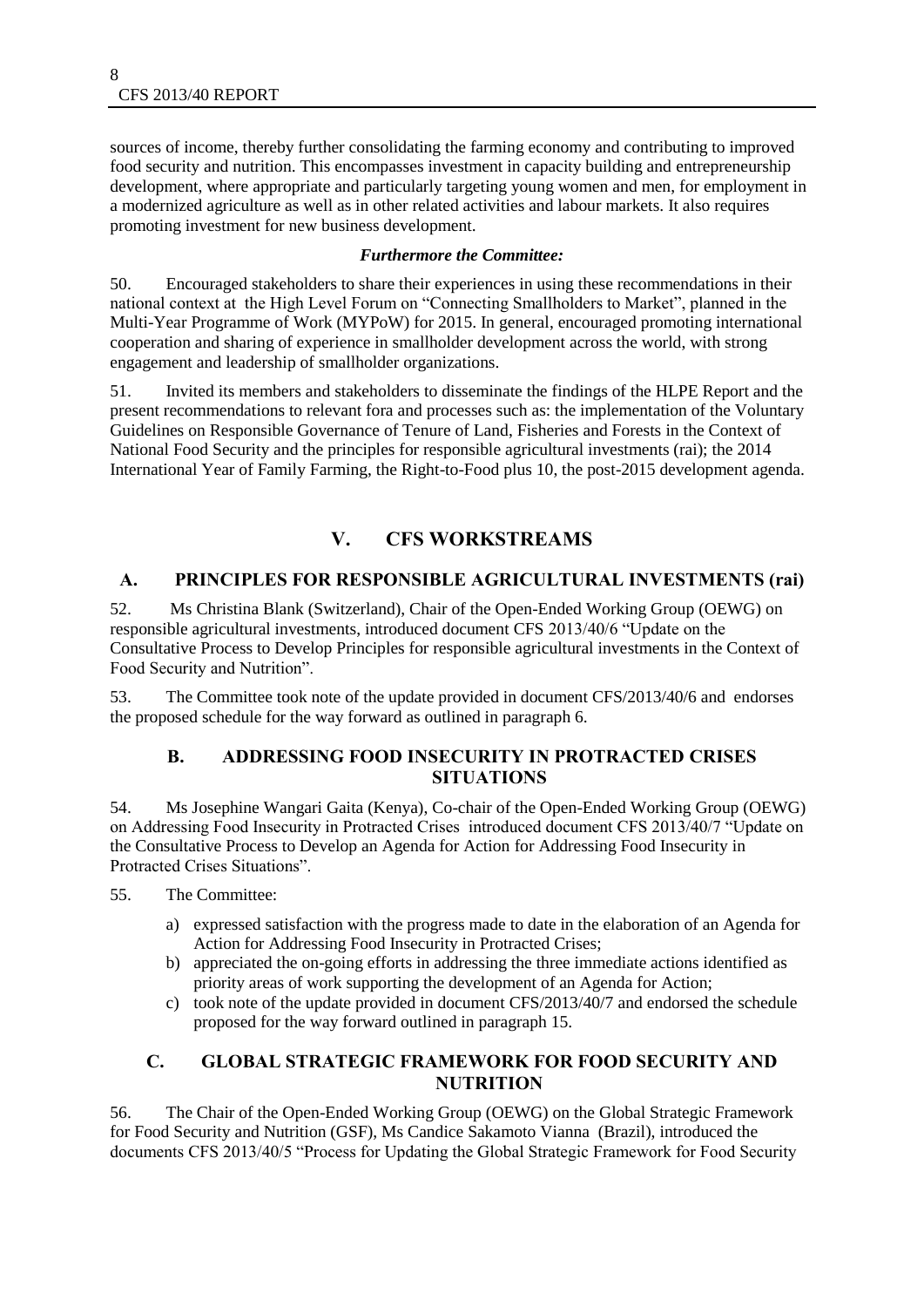sources of income, thereby further consolidating the farming economy and contributing to improved food security and nutrition. This encompasses investment in capacity building and entrepreneurship development, where appropriate and particularly targeting young women and men, for employment in a modernized agriculture as well as in other related activities and labour markets. It also requires promoting investment for new business development.

***Furthermore the Committee:***

50. Encouraged stakeholders to share their experiences in using these recommendations in their national context at the High Level Forum on "Connecting Smallholders to Market", planned in the Multi-Year Programme of Work (MYPoW) for 2015. In general, encouraged promoting international cooperation and sharing of experience in smallholder development across the world, with strong engagement and leadership of smallholder organizations.

51. Invited its members and stakeholders to disseminate the findings of the HLPE Report and the present recommendations to relevant fora and processes such as: the implementation of the Voluntary Guidelines on Responsible Governance of Tenure of Land, Fisheries and Forests in the Context of National Food Security and the principles for responsible agricultural investments (rai); the 2014 International Year of Family Farming, the Right-to-Food plus 10, the post-2015 development agenda.

## V. CFS WORKSTREAMS

### A. PRINCIPLES FOR RESPONSIBLE AGRICULTURAL INVESTMENTS (rai)

52. Ms Christina Blank (Switzerland), Chair of the Open-Ended Working Group (OEWG) on responsible agricultural investments, introduced document CFS 2013/40/6 "Update on the Consultative Process to Develop Principles for responsible agricultural investments in the Context of Food Security and Nutrition".

53. The Committee took note of the update provided in document CFS/2013/40/6 and endorses the proposed schedule for the way forward as outlined in paragraph 6.

### B. ADDRESSING FOOD INSECURITY IN PROTRACTED CRISES SITUATIONS

54. Ms Josephine Wangari Gaita (Kenya), Co-chair of the Open-Ended Working Group (OEWG) on Addressing Food Insecurity in Protracted Crises introduced document CFS 2013/40/7 "Update on the Consultative Process to Develop an Agenda for Action for Addressing Food Insecurity in Protracted Crises Situations".

55. The Committee:

a) expressed satisfaction with the progress made to date in the elaboration of an Agenda for Action for Addressing Food Insecurity in Protracted Crises;
b) appreciated the on-going efforts in addressing the three immediate actions identified as priority areas of work supporting the development of an Agenda for Action;
c) took note of the update provided in document CFS/2013/40/7 and endorsed the schedule proposed for the way forward outlined in paragraph 15.

### C. GLOBAL STRATEGIC FRAMEWORK FOR FOOD SECURITY AND NUTRITION

56. The Chair of the Open-Ended Working Group (OEWG) on the Global Strategic Framework for Food Security and Nutrition (GSF), Ms Candice Sakamoto Vianna (Brazil), introduced the documents CFS 2013/40/5 "Process for Updating the Global Strategic Framework for Food Security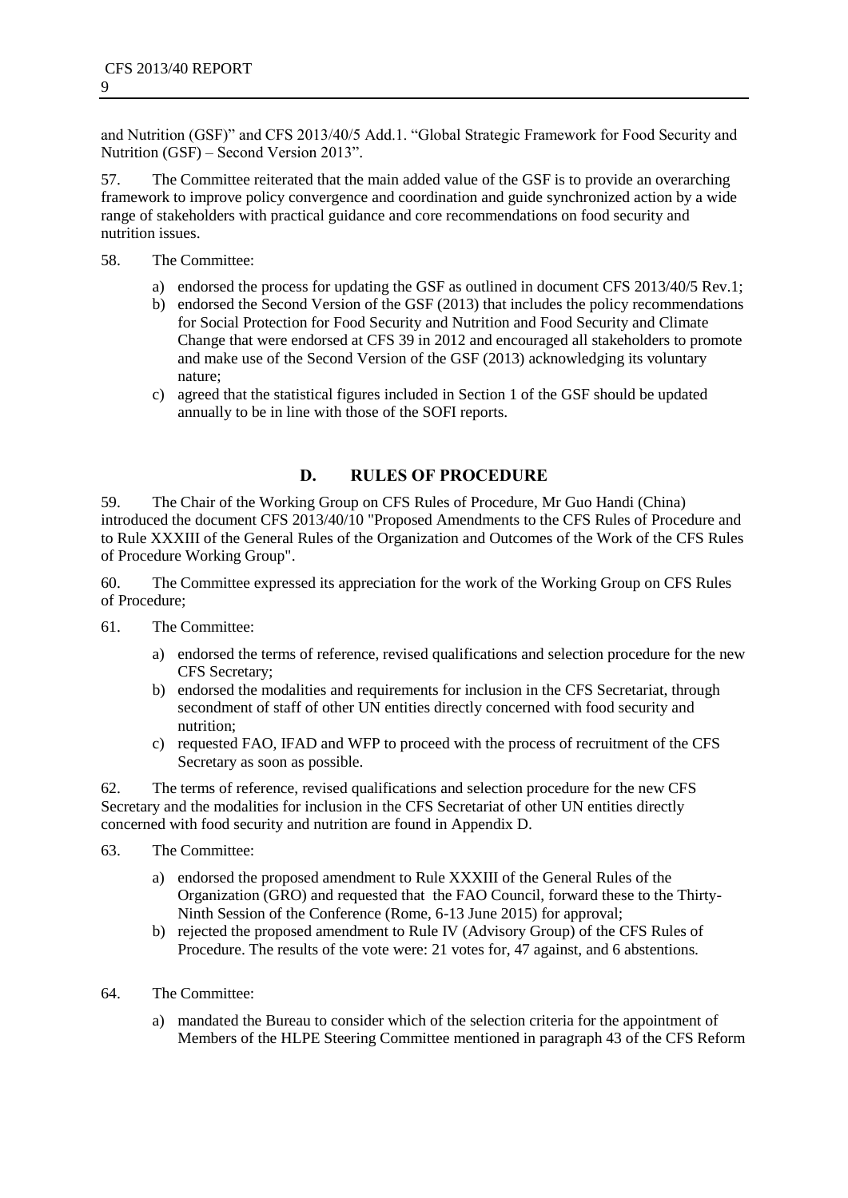and Nutrition (GSF)" and CFS 2013/40/5 Add.1. "Global Strategic Framework for Food Security and Nutrition (GSF) – Second Version 2013".

57. The Committee reiterated that the main added value of the GSF is to provide an overarching framework to improve policy convergence and coordination and guide synchronized action by a wide range of stakeholders with practical guidance and core recommendations on food security and nutrition issues.

58. The Committee:

a) endorsed the process for updating the GSF as outlined in document CFS 2013/40/5 Rev.1;
b) endorsed the Second Version of the GSF (2013) that includes the policy recommendations for Social Protection for Food Security and Nutrition and Food Security and Climate Change that were endorsed at CFS 39 in 2012 and encouraged all stakeholders to promote and make use of the Second Version of the GSF (2013) acknowledging its voluntary nature;
c) agreed that the statistical figures included in Section 1 of the GSF should be updated annually to be in line with those of the SOFI reports.

## D. RULES OF PROCEDURE

59. The Chair of the Working Group on CFS Rules of Procedure, Mr Guo Handi (China) introduced the document CFS 2013/40/10 "Proposed Amendments to the CFS Rules of Procedure and to Rule XXXIII of the General Rules of the Organization and Outcomes of the Work of the CFS Rules of Procedure Working Group".

60. The Committee expressed its appreciation for the work of the Working Group on CFS Rules of Procedure;

61. The Committee:

a) endorsed the terms of reference, revised qualifications and selection procedure for the new CFS Secretary;
b) endorsed the modalities and requirements for inclusion in the CFS Secretariat, through secondment of staff of other UN entities directly concerned with food security and nutrition;
c) requested FAO, IFAD and WFP to proceed with the process of recruitment of the CFS Secretary as soon as possible.

62. The terms of reference, revised qualifications and selection procedure for the new CFS Secretary and the modalities for inclusion in the CFS Secretariat of other UN entities directly concerned with food security and nutrition are found in Appendix D.

63. The Committee:

a) endorsed the proposed amendment to Rule XXXIII of the General Rules of the Organization (GRO) and requested that the FAO Council, forward these to the Thirty-Ninth Session of the Conference (Rome, 6-13 June 2015) for approval;
b) rejected the proposed amendment to Rule IV (Advisory Group) of the CFS Rules of Procedure. The results of the vote were: 21 votes for, 47 against, and 6 abstentions.

64. The Committee:

a) mandated the Bureau to consider which of the selection criteria for the appointment of Members of the HLPE Steering Committee mentioned in paragraph 43 of the CFS Reform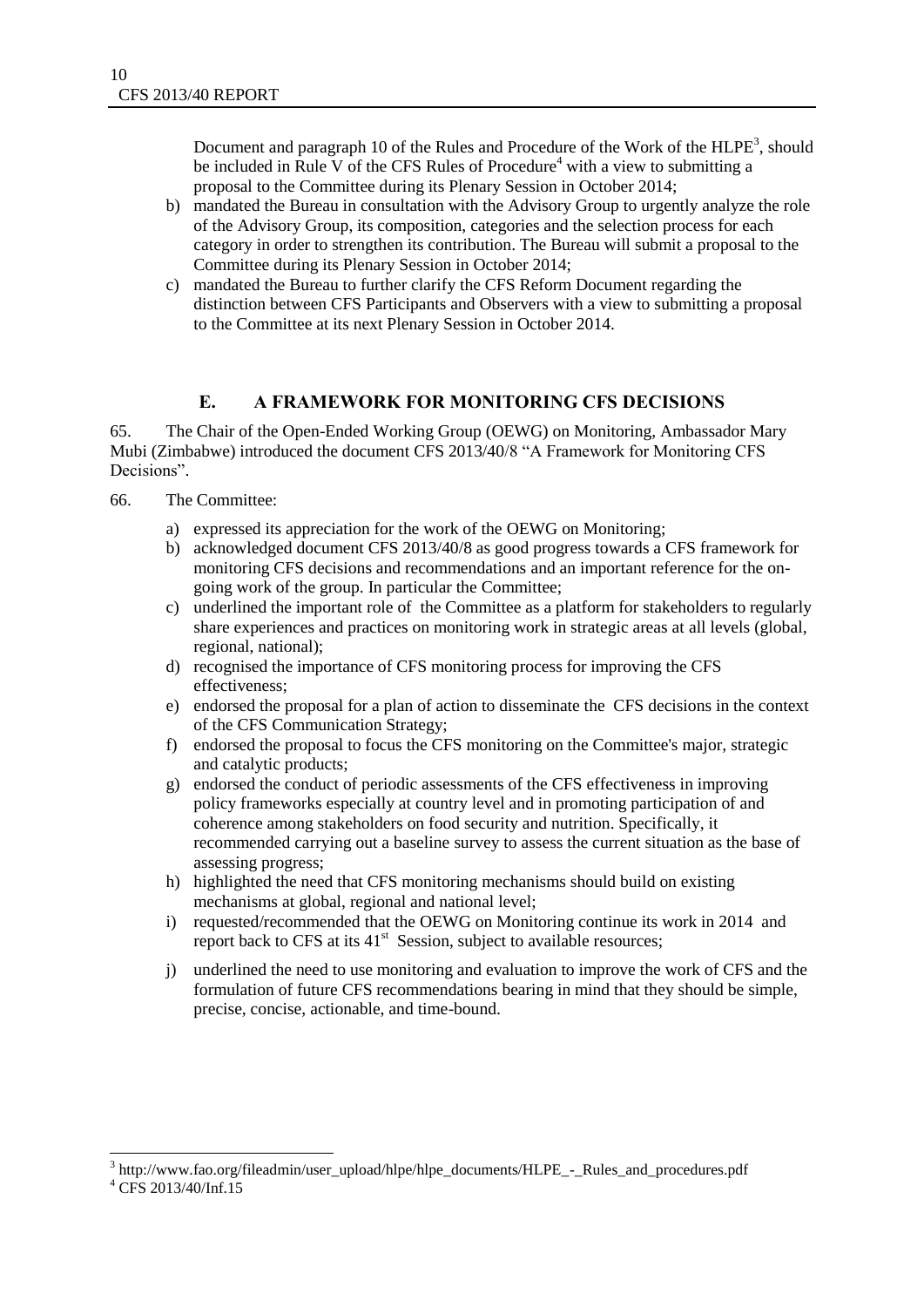Document and paragraph 10 of the Rules and Procedure of the Work of the HLPE[3], should be included in Rule V of the CFS Rules of Procedure[4] with a view to submitting a proposal to the Committee during its Plenary Session in October 2014;

b) mandated the Bureau in consultation with the Advisory Group to urgently analyze the role of the Advisory Group, its composition, categories and the selection process for each category in order to strengthen its contribution. The Bureau will submit a proposal to the Committee during its Plenary Session in October 2014;

c) mandated the Bureau to further clarify the CFS Reform Document regarding the distinction between CFS Participants and Observers with a view to submitting a proposal to the Committee at its next Plenary Session in October 2014.

## E. A FRAMEWORK FOR MONITORING CFS DECISIONS

65. The Chair of the Open-Ended Working Group (OEWG) on Monitoring, Ambassador Mary Mubi (Zimbabwe) introduced the document CFS 2013/40/8 "A Framework for Monitoring CFS Decisions".

66. The Committee:

a) expressed its appreciation for the work of the OEWG on Monitoring;
b) acknowledged document CFS 2013/40/8 as good progress towards a CFS framework for monitoring CFS decisions and recommendations and an important reference for the on-going work of the group. In particular the Committee;
c) underlined the important role of the Committee as a platform for stakeholders to regularly share experiences and practices on monitoring work in strategic areas at all levels (global, regional, national);
d) recognised the importance of CFS monitoring process for improving the CFS effectiveness;
e) endorsed the proposal for a plan of action to disseminate the CFS decisions in the context of the CFS Communication Strategy;
f) endorsed the proposal to focus the CFS monitoring on the Committee's major, strategic and catalytic products;
g) endorsed the conduct of periodic assessments of the CFS effectiveness in improving policy frameworks especially at country level and in promoting participation of and coherence among stakeholders on food security and nutrition. Specifically, it recommended carrying out a baseline survey to assess the current situation as the base of assessing progress;
h) highlighted the need that CFS monitoring mechanisms should build on existing mechanisms at global, regional and national level;
i) requested/recommended that the OEWG on Monitoring continue its work in 2014 and report back to CFS at its 41st Session, subject to available resources;
j) underlined the need to use monitoring and evaluation to improve the work of CFS and the formulation of future CFS recommendations bearing in mind that they should be simple, precise, concise, actionable, and time-bound.

[3] http://www.fao.org/fileadmin/user_upload/hlpe/hlpe_documents/HLPE_-_Rules_and_procedures.pdf

[4] CFS 2013/40/Inf.15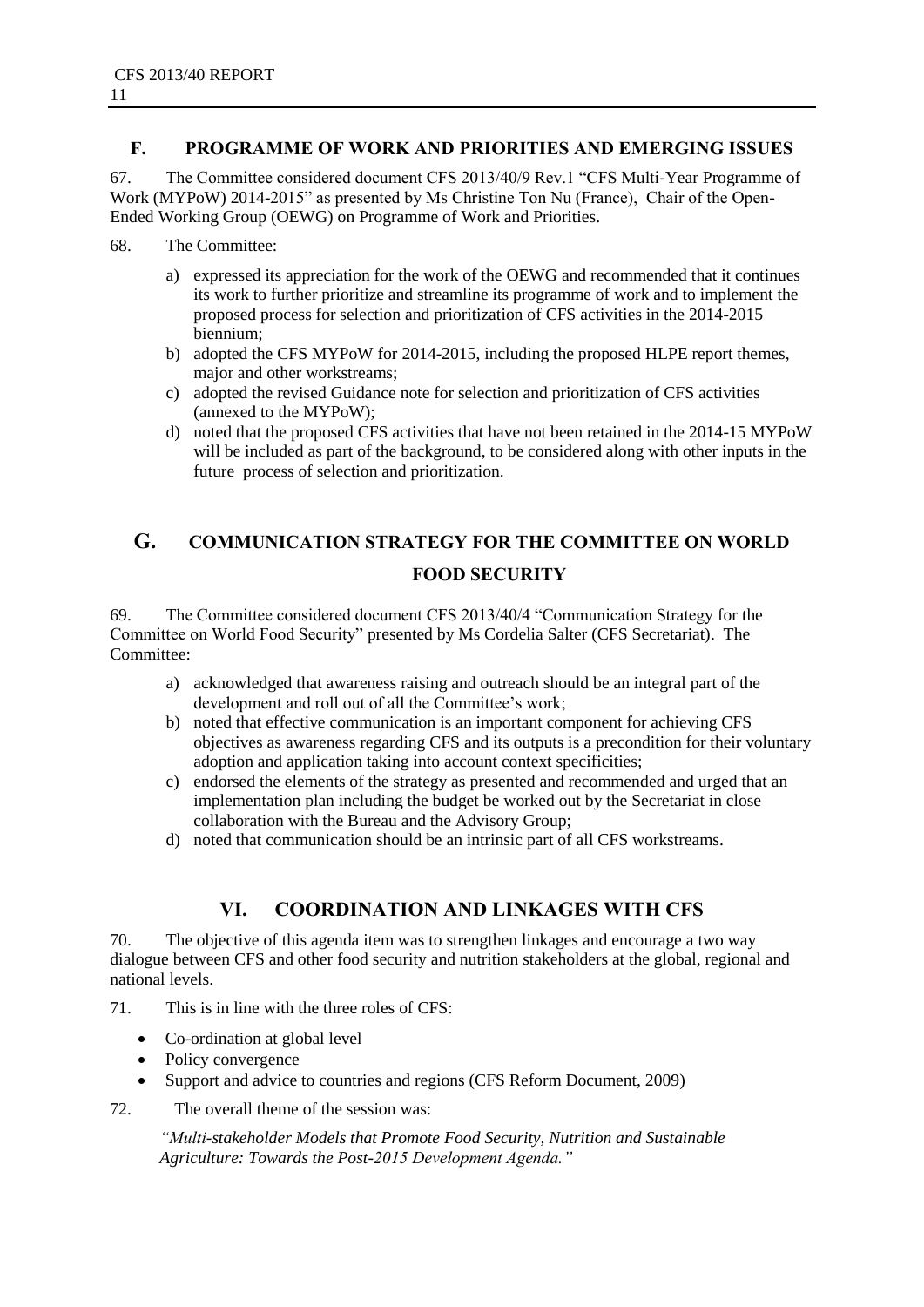## F. PROGRAMME OF WORK AND PRIORITIES AND EMERGING ISSUES

67. The Committee considered document CFS 2013/40/9 Rev.1 "CFS Multi-Year Programme of Work (MYPoW) 2014-2015" as presented by Ms Christine Ton Nu (France), Chair of the Open-Ended Working Group (OEWG) on Programme of Work and Priorities.

68. The Committee:

a) expressed its appreciation for the work of the OEWG and recommended that it continues its work to further prioritize and streamline its programme of work and to implement the proposed process for selection and prioritization of CFS activities in the 2014-2015 biennium;

b) adopted the CFS MYPoW for 2014-2015, including the proposed HLPE report themes, major and other workstreams;

c) adopted the revised Guidance note for selection and prioritization of CFS activities (annexed to the MYPoW);

d) noted that the proposed CFS activities that have not been retained in the 2014-15 MYPoW will be included as part of the background, to be considered along with other inputs in the future process of selection and prioritization.

## G. COMMUNICATION STRATEGY FOR THE COMMITTEE ON WORLD FOOD SECURITY

69. The Committee considered document CFS 2013/40/4 "Communication Strategy for the Committee on World Food Security" presented by Ms Cordelia Salter (CFS Secretariat). The Committee:

a) acknowledged that awareness raising and outreach should be an integral part of the development and roll out of all the Committee's work;

b) noted that effective communication is an important component for achieving CFS objectives as awareness regarding CFS and its outputs is a precondition for their voluntary adoption and application taking into account context specificities;

c) endorsed the elements of the strategy as presented and recommended and urged that an implementation plan including the budget be worked out by the Secretariat in close collaboration with the Bureau and the Advisory Group;

d) noted that communication should be an intrinsic part of all CFS workstreams.

# VI. COORDINATION AND LINKAGES WITH CFS

70. The objective of this agenda item was to strengthen linkages and encourage a two way dialogue between CFS and other food security and nutrition stakeholders at the global, regional and national levels.

71. This is in line with the three roles of CFS:

- Co-ordination at global level
- Policy convergence
- Support and advice to countries and regions (CFS Reform Document, 2009)

72. The overall theme of the session was:

*"Multi-stakeholder Models that Promote Food Security, Nutrition and Sustainable Agriculture: Towards the Post-2015 Development Agenda."*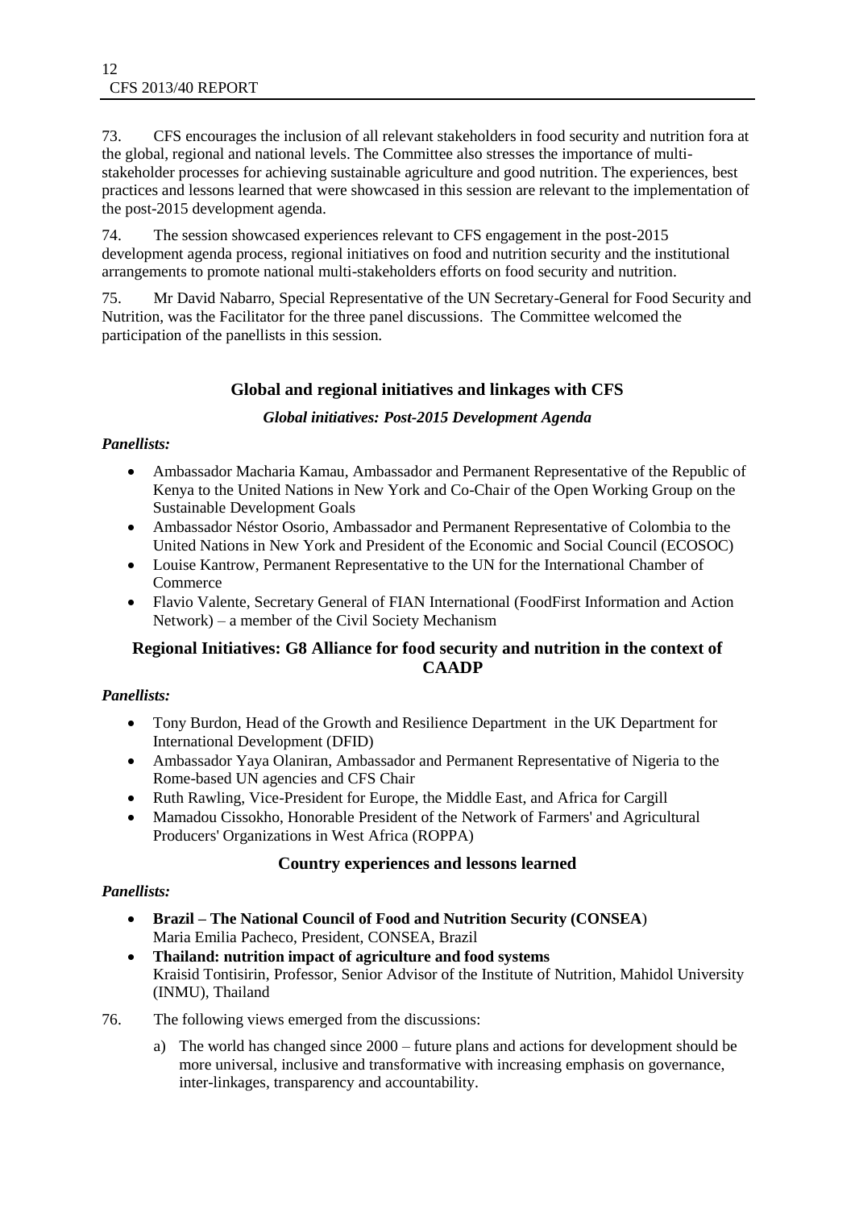73. CFS encourages the inclusion of all relevant stakeholders in food security and nutrition fora at the global, regional and national levels. The Committee also stresses the importance of multi-stakeholder processes for achieving sustainable agriculture and good nutrition. The experiences, best practices and lessons learned that were showcased in this session are relevant to the implementation of the post-2015 development agenda.

74. The session showcased experiences relevant to CFS engagement in the post-2015 development agenda process, regional initiatives on food and nutrition security and the institutional arrangements to promote national multi-stakeholders efforts on food security and nutrition.

75. Mr David Nabarro, Special Representative of the UN Secretary-General for Food Security and Nutrition, was the Facilitator for the three panel discussions. The Committee welcomed the participation of the panellists in this session.

### Global and regional initiatives and linkages with CFS

#### *Global initiatives: Post-2015 Development Agenda*

***Panellists:***

- Ambassador Macharia Kamau, Ambassador and Permanent Representative of the Republic of Kenya to the United Nations in New York and Co-Chair of the Open Working Group on the Sustainable Development Goals
- Ambassador Néstor Osorio, Ambassador and Permanent Representative of Colombia to the United Nations in New York and President of the Economic and Social Council (ECOSOC)
- Louise Kantrow, Permanent Representative to the UN for the International Chamber of Commerce
- Flavio Valente, Secretary General of FIAN International (FoodFirst Information and Action Network) – a member of the Civil Society Mechanism

### Regional Initiatives: G8 Alliance for food security and nutrition in the context of CAADP

***Panellists:***

- Tony Burdon, Head of the Growth and Resilience Department in the UK Department for International Development (DFID)
- Ambassador Yaya Olaniran, Ambassador and Permanent Representative of Nigeria to the Rome-based UN agencies and CFS Chair
- Ruth Rawling, Vice-President for Europe, the Middle East, and Africa for Cargill
- Mamadou Cissokho, Honorable President of the Network of Farmers' and Agricultural Producers' Organizations in West Africa (ROPPA)

### Country experiences and lessons learned

***Panellists:***

- **Brazil – The National Council of Food and Nutrition Security (CONSEA**)
  Maria Emilia Pacheco, President, CONSEA, Brazil
- **Thailand: nutrition impact of agriculture and food systems**
  Kraisid Tontisirin, Professor, Senior Advisor of the Institute of Nutrition, Mahidol University (INMU), Thailand

76. The following views emerged from the discussions:

a) The world has changed since 2000 – future plans and actions for development should be more universal, inclusive and transformative with increasing emphasis on governance, inter-linkages, transparency and accountability.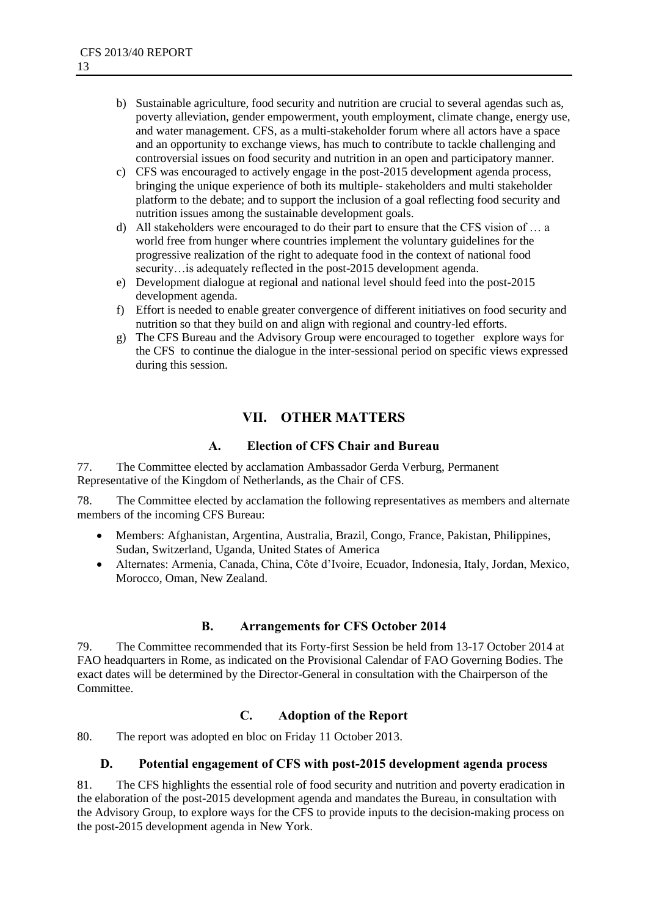b) Sustainable agriculture, food security and nutrition are crucial to several agendas such as, poverty alleviation, gender empowerment, youth employment, climate change, energy use, and water management. CFS, as a multi-stakeholder forum where all actors have a space and an opportunity to exchange views, has much to contribute to tackle challenging and controversial issues on food security and nutrition in an open and participatory manner.
c) CFS was encouraged to actively engage in the post-2015 development agenda process, bringing the unique experience of both its multiple- stakeholders and multi stakeholder platform to the debate; and to support the inclusion of a goal reflecting food security and nutrition issues among the sustainable development goals.
d) All stakeholders were encouraged to do their part to ensure that the CFS vision of … a world free from hunger where countries implement the voluntary guidelines for the progressive realization of the right to adequate food in the context of national food security…is adequately reflected in the post-2015 development agenda.
e) Development dialogue at regional and national level should feed into the post-2015 development agenda.
f) Effort is needed to enable greater convergence of different initiatives on food security and nutrition so that they build on and align with regional and country-led efforts.
g) The CFS Bureau and the Advisory Group were encouraged to together explore ways for the CFS to continue the dialogue in the inter-sessional period on specific views expressed during this session.

# VII. OTHER MATTERS

## A. Election of CFS Chair and Bureau

77. The Committee elected by acclamation Ambassador Gerda Verburg, Permanent Representative of the Kingdom of Netherlands, as the Chair of CFS.

78. The Committee elected by acclamation the following representatives as members and alternate members of the incoming CFS Bureau:

- Members: Afghanistan, Argentina, Australia, Brazil, Congo, France, Pakistan, Philippines, Sudan, Switzerland, Uganda, United States of America
- Alternates: Armenia, Canada, China, Côte d'Ivoire, Ecuador, Indonesia, Italy, Jordan, Mexico, Morocco, Oman, New Zealand.

## B. Arrangements for CFS October 2014

79. The Committee recommended that its Forty-first Session be held from 13-17 October 2014 at FAO headquarters in Rome, as indicated on the Provisional Calendar of FAO Governing Bodies. The exact dates will be determined by the Director-General in consultation with the Chairperson of the Committee.

## C. Adoption of the Report

80. The report was adopted en bloc on Friday 11 October 2013.

## D. Potential engagement of CFS with post-2015 development agenda process

81. The CFS highlights the essential role of food security and nutrition and poverty eradication in the elaboration of the post-2015 development agenda and mandates the Bureau, in consultation with the Advisory Group, to explore ways for the CFS to provide inputs to the decision-making process on the post-2015 development agenda in New York.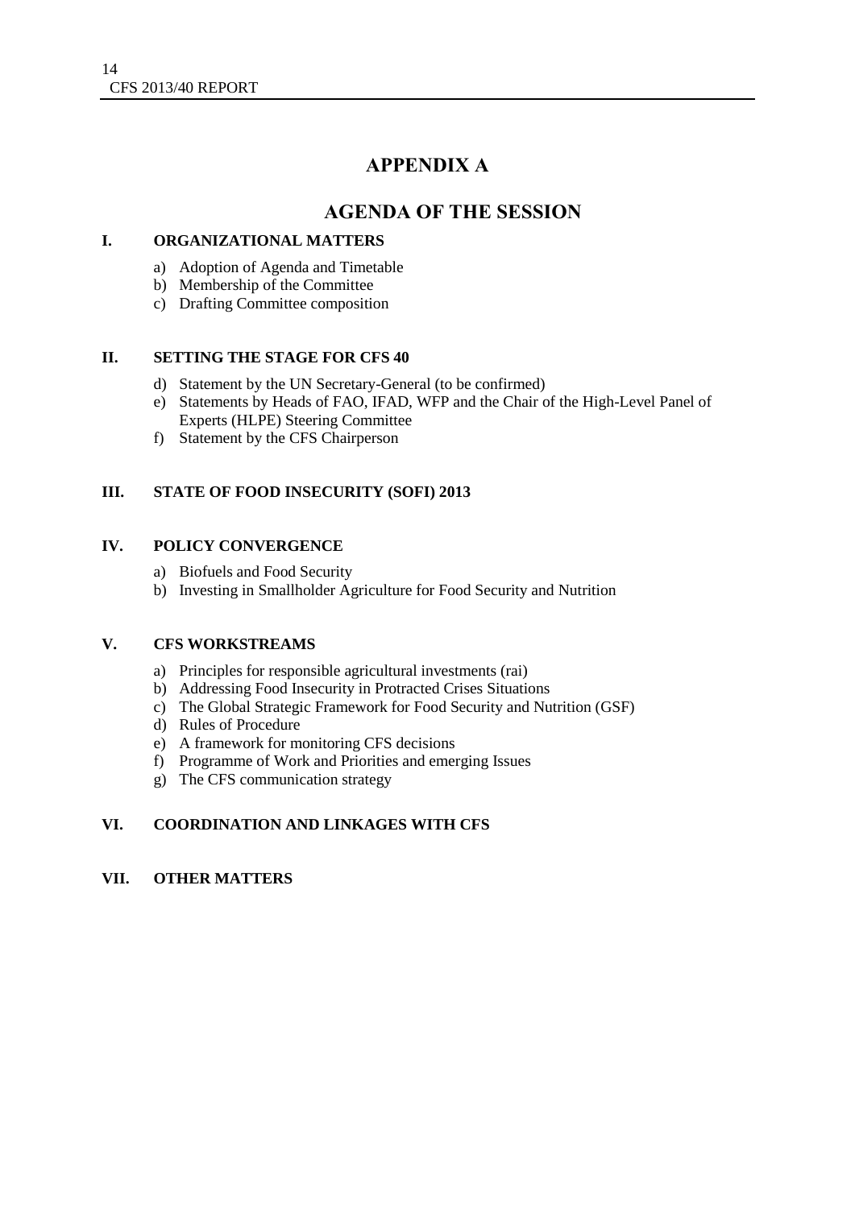# APPENDIX A

# AGENDA OF THE SESSION

## I. ORGANIZATIONAL MATTERS

a) Adoption of Agenda and Timetable
b) Membership of the Committee
c) Drafting Committee composition

## II. SETTING THE STAGE FOR CFS 40

d) Statement by the UN Secretary-General (to be confirmed)
e) Statements by Heads of FAO, IFAD, WFP and the Chair of the High-Level Panel of Experts (HLPE) Steering Committee
f) Statement by the CFS Chairperson

## III. STATE OF FOOD INSECURITY (SOFI) 2013

## IV. POLICY CONVERGENCE

a) Biofuels and Food Security
b) Investing in Smallholder Agriculture for Food Security and Nutrition

## V. CFS WORKSTREAMS

a) Principles for responsible agricultural investments (rai)
b) Addressing Food Insecurity in Protracted Crises Situations
c) The Global Strategic Framework for Food Security and Nutrition (GSF)
d) Rules of Procedure
e) A framework for monitoring CFS decisions
f) Programme of Work and Priorities and emerging Issues
g) The CFS communication strategy

## VI. COORDINATION AND LINKAGES WITH CFS

## VII. OTHER MATTERS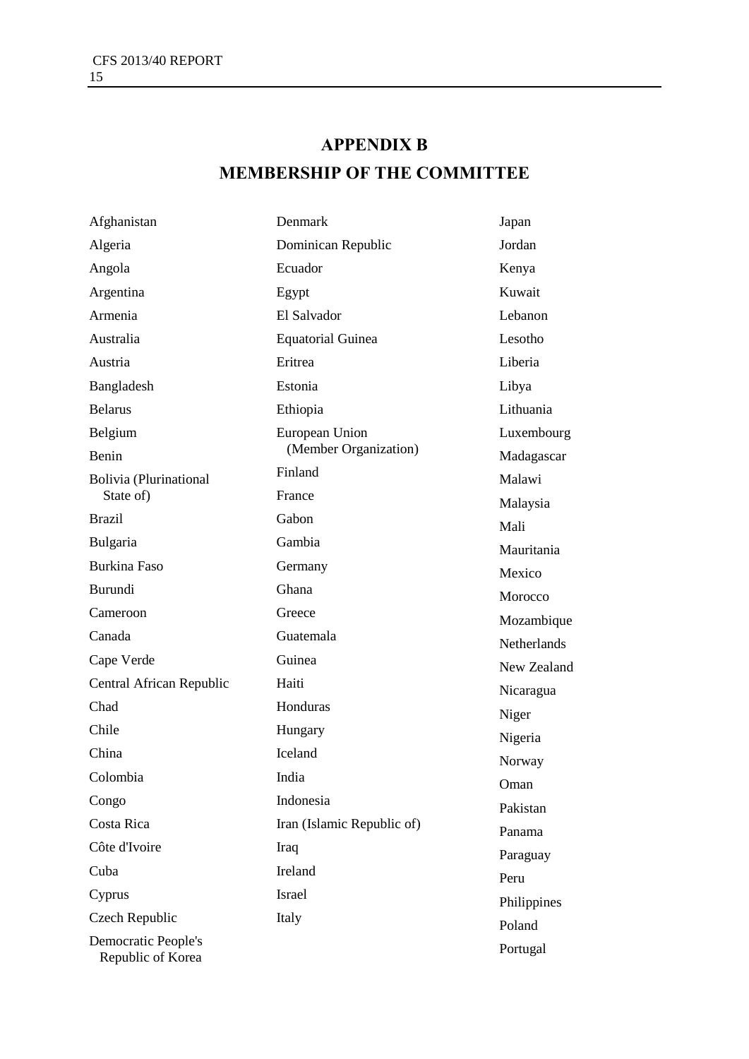# APPENDIX B

# MEMBERSHIP OF THE COMMITTEE

Afghanistan
Algeria
Angola
Argentina
Armenia
Australia
Austria
Bangladesh
Belarus
Belgium
Benin
Bolivia (Plurinational State of)
Brazil
Bulgaria
Burkina Faso
Burundi
Cameroon
Canada
Cape Verde
Central African Republic
Chad
Chile
China
Colombia
Congo
Costa Rica
Côte d'Ivoire
Cuba
Cyprus
Czech Republic
Democratic People's Republic of Korea
Denmark
Dominican Republic
Ecuador
Egypt
El Salvador
Equatorial Guinea
Eritrea
Estonia
Ethiopia
European Union (Member Organization)
Finland
France
Gabon
Gambia
Germany
Ghana
Greece
Guatemala
Guinea
Haiti
Honduras
Hungary
Iceland
India
Indonesia
Iran (Islamic Republic of)
Iraq
Ireland
Israel
Italy
Japan
Jordan
Kenya
Kuwait
Lebanon
Lesotho
Liberia
Libya
Lithuania
Luxembourg
Madagascar
Malawi
Malaysia
Mali
Mauritania
Mexico
Morocco
Mozambique
Netherlands
New Zealand
Nicaragua
Niger
Nigeria
Norway
Oman
Pakistan
Panama
Paraguay
Peru
Philippines
Poland
Portugal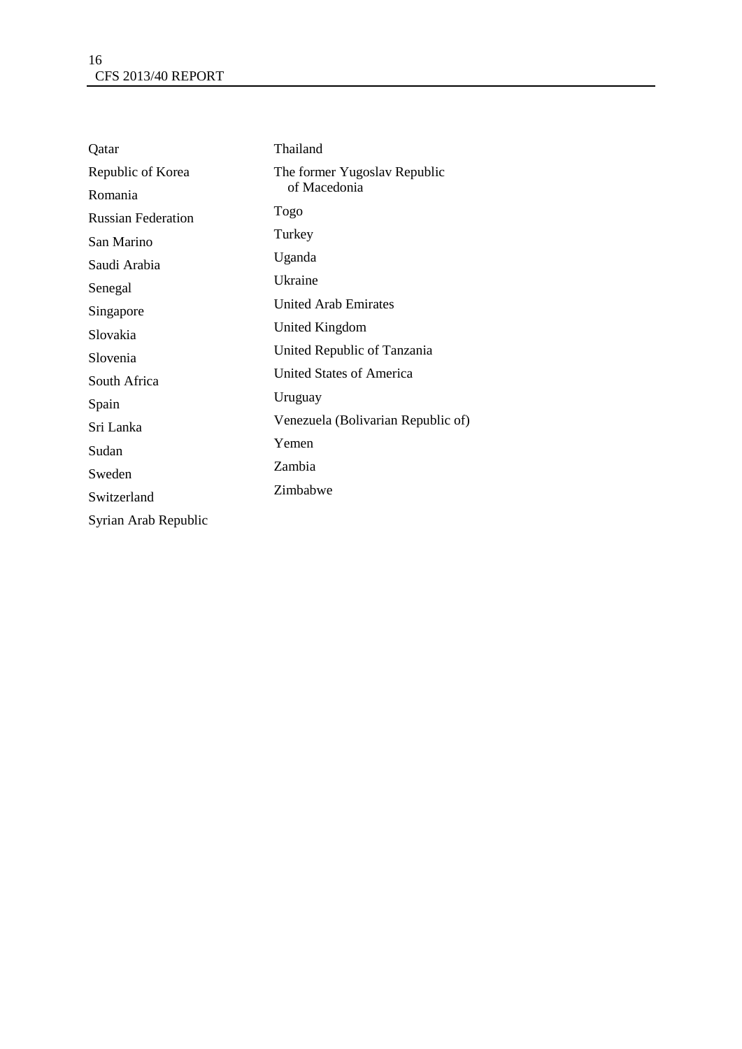Qatar

Republic of Korea

Romania

Russian Federation

San Marino

Saudi Arabia

Senegal

Singapore

Slovakia

Slovenia

South Africa

Spain

Sri Lanka

Sudan

Sweden

Switzerland

Syrian Arab Republic

Thailand

The former Yugoslav Republic of Macedonia

Togo

Turkey

Uganda

Ukraine

United Arab Emirates

United Kingdom

United Republic of Tanzania

United States of America

Uruguay

Venezuela (Bolivarian Republic of)

Yemen

Zambia

Zimbabwe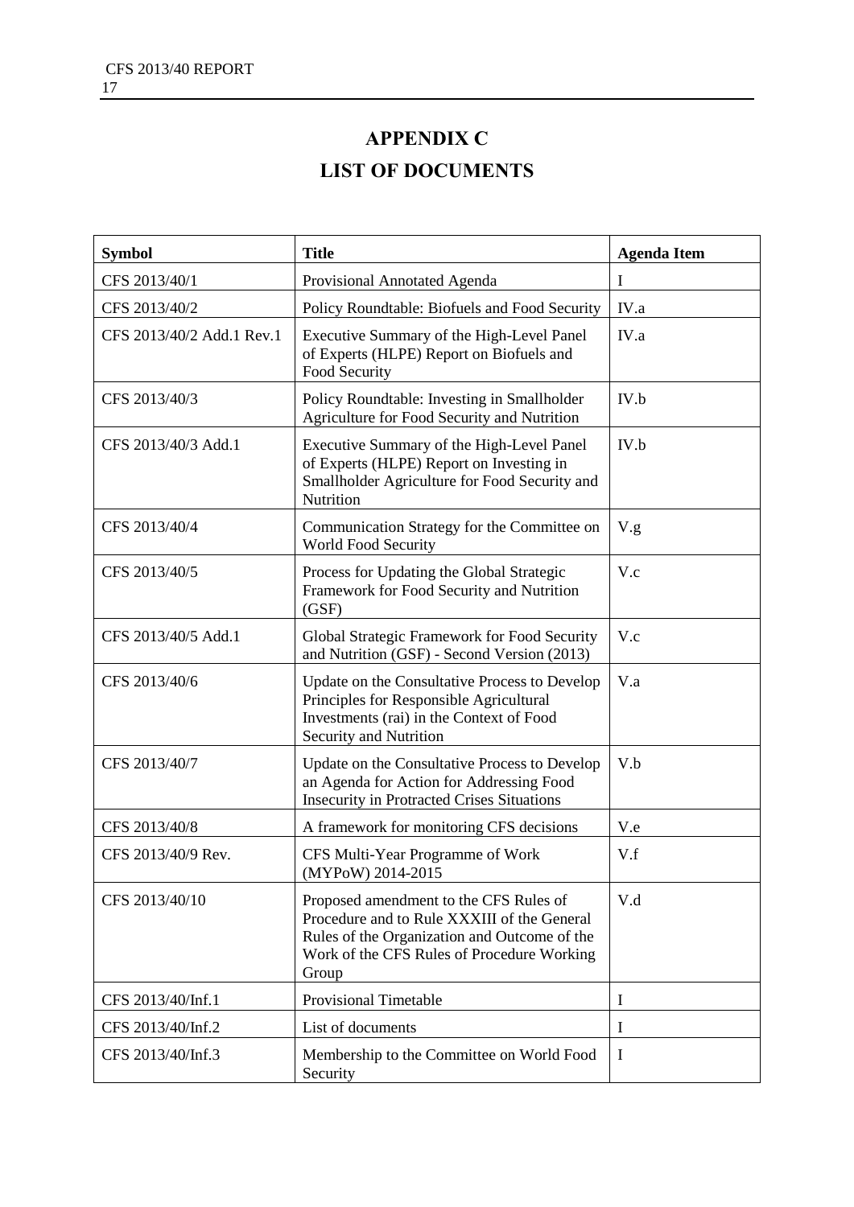# APPENDIX C

# LIST OF DOCUMENTS

| Symbol | Title | Agenda Item |
|---|---|---|
| CFS 2013/40/1 | Provisional Annotated Agenda | I |
| CFS 2013/40/2 | Policy Roundtable: Biofuels and Food Security | IV.a |
| CFS 2013/40/2 Add.1 Rev.1 | Executive Summary of the High-Level Panel of Experts (HLPE) Report on Biofuels and Food Security | IV.a |
| CFS 2013/40/3 | Policy Roundtable: Investing in Smallholder Agriculture for Food Security and Nutrition | IV.b |
| CFS 2013/40/3 Add.1 | Executive Summary of the High-Level Panel of Experts (HLPE) Report on Investing in Smallholder Agriculture for Food Security and Nutrition | IV.b |
| CFS 2013/40/4 | Communication Strategy for the Committee on World Food Security | V.g |
| CFS 2013/40/5 | Process for Updating the Global Strategic Framework for Food Security and Nutrition (GSF) | V.c |
| CFS 2013/40/5 Add.1 | Global Strategic Framework for Food Security and Nutrition (GSF) - Second Version (2013) | V.c |
| CFS 2013/40/6 | Update on the Consultative Process to Develop Principles for Responsible Agricultural Investments (rai) in the Context of Food Security and Nutrition | V.a |
| CFS 2013/40/7 | Update on the Consultative Process to Develop an Agenda for Action for Addressing Food Insecurity in Protracted Crises Situations | V.b |
| CFS 2013/40/8 | A framework for monitoring CFS decisions | V.e |
| CFS 2013/40/9 Rev. | CFS Multi-Year Programme of Work (MYPoW) 2014-2015 | V.f |
| CFS 2013/40/10 | Proposed amendment to the CFS Rules of Procedure and to Rule XXXIII of the General Rules of the Organization and Outcome of the Work of the CFS Rules of Procedure Working Group | V.d |
| CFS 2013/40/Inf.1 | Provisional Timetable | I |
| CFS 2013/40/Inf.2 | List of documents | I |
| CFS 2013/40/Inf.3 | Membership to the Committee on World Food Security | I |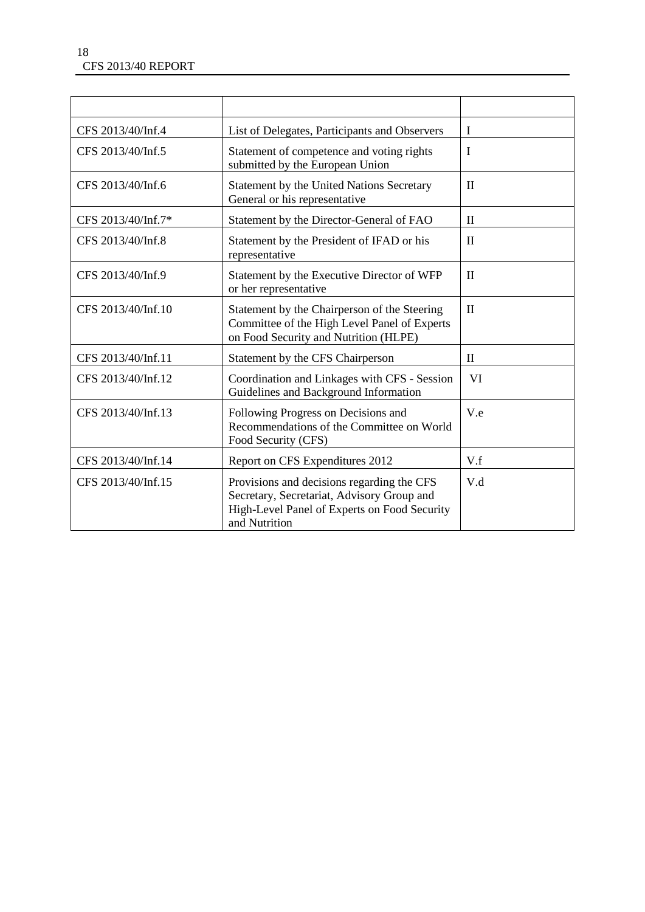| | | |
|---|---|---|
| CFS 2013/40/Inf.4 | List of Delegates, Participants and Observers | I |
| CFS 2013/40/Inf.5 | Statement of competence and voting rights submitted by the European Union | I |
| CFS 2013/40/Inf.6 | Statement by the United Nations Secretary General or his representative | II |
| CFS 2013/40/Inf.7* | Statement by the Director-General of FAO | II |
| CFS 2013/40/Inf.8 | Statement by the President of IFAD or his representative | II |
| CFS 2013/40/Inf.9 | Statement by the Executive Director of WFP or her representative | II |
| CFS 2013/40/Inf.10 | Statement by the Chairperson of the Steering Committee of the High Level Panel of Experts on Food Security and Nutrition (HLPE) | II |
| CFS 2013/40/Inf.11 | Statement by the CFS Chairperson | II |
| CFS 2013/40/Inf.12 | Coordination and Linkages with CFS - Session Guidelines and Background Information | VI |
| CFS 2013/40/Inf.13 | Following Progress on Decisions and Recommendations of the Committee on World Food Security (CFS) | V.e |
| CFS 2013/40/Inf.14 | Report on CFS Expenditures 2012 | V.f |
| CFS 2013/40/Inf.15 | Provisions and decisions regarding the CFS Secretary, Secretariat, Advisory Group and High-Level Panel of Experts on Food Security and Nutrition | V.d |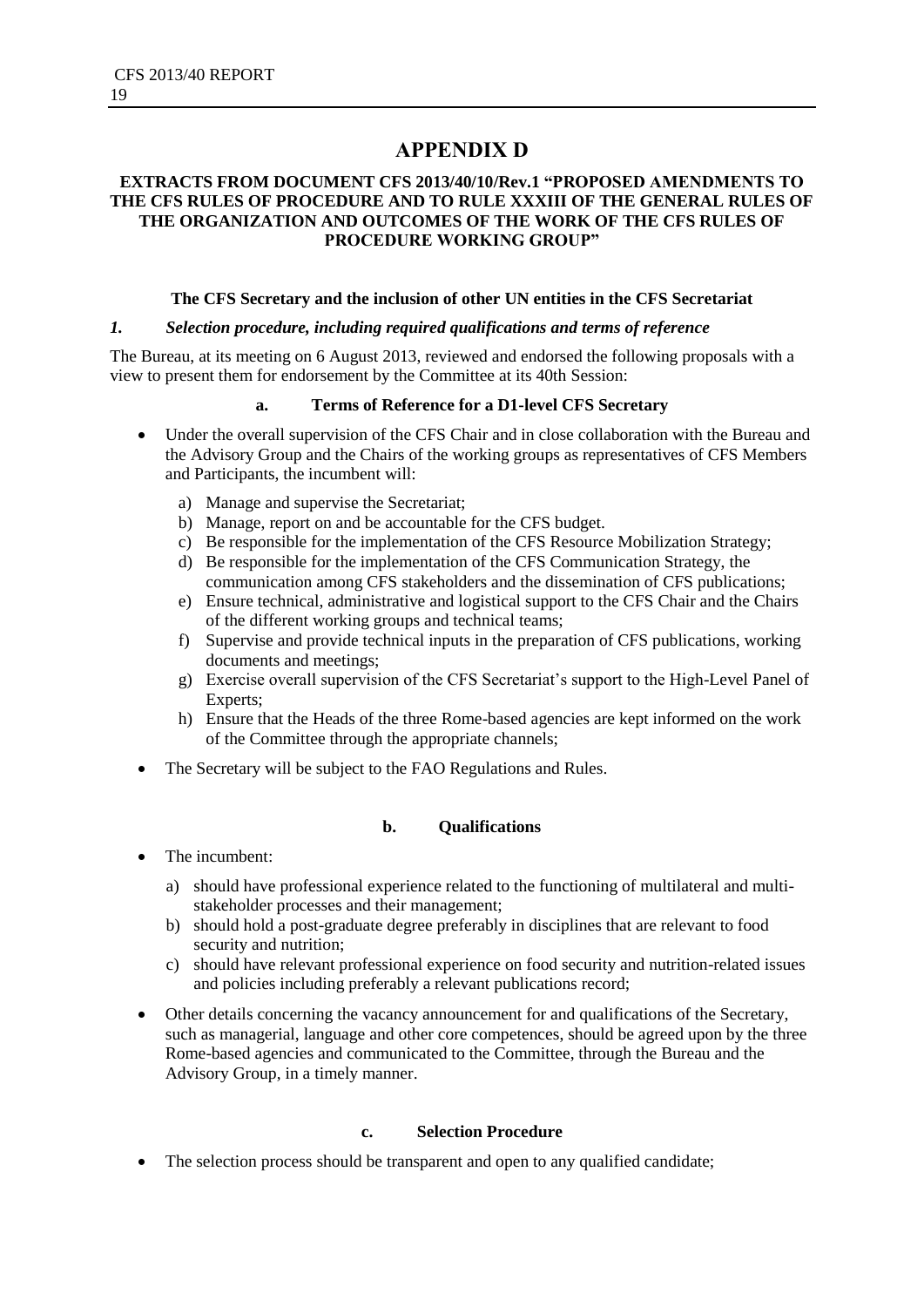# APPENDIX D

## EXTRACTS FROM DOCUMENT CFS 2013/40/10/Rev.1 "PROPOSED AMENDMENTS TO THE CFS RULES OF PROCEDURE AND TO RULE XXXIII OF THE GENERAL RULES OF THE ORGANIZATION AND OUTCOMES OF THE WORK OF THE CFS RULES OF PROCEDURE WORKING GROUP"

### The CFS Secretary and the inclusion of other UN entities in the CFS Secretariat

#### *1. Selection procedure, including required qualifications and terms of reference*

The Bureau, at its meeting on 6 August 2013, reviewed and endorsed the following proposals with a view to present them for endorsement by the Committee at its 40th Session:

**a. Terms of Reference for a D1-level CFS Secretary**

- Under the overall supervision of the CFS Chair and in close collaboration with the Bureau and the Advisory Group and the Chairs of the working groups as representatives of CFS Members and Participants, the incumbent will:
  - a) Manage and supervise the Secretariat;
  - b) Manage, report on and be accountable for the CFS budget.
  - c) Be responsible for the implementation of the CFS Resource Mobilization Strategy;
  - d) Be responsible for the implementation of the CFS Communication Strategy, the communication among CFS stakeholders and the dissemination of CFS publications;
  - e) Ensure technical, administrative and logistical support to the CFS Chair and the Chairs of the different working groups and technical teams;
  - f) Supervise and provide technical inputs in the preparation of CFS publications, working documents and meetings;
  - g) Exercise overall supervision of the CFS Secretariat's support to the High-Level Panel of Experts;
  - h) Ensure that the Heads of the three Rome-based agencies are kept informed on the work of the Committee through the appropriate channels;
- The Secretary will be subject to the FAO Regulations and Rules.

**b. Qualifications**

- The incumbent:
  - a) should have professional experience related to the functioning of multilateral and multi-stakeholder processes and their management;
  - b) should hold a post-graduate degree preferably in disciplines that are relevant to food security and nutrition;
  - c) should have relevant professional experience on food security and nutrition-related issues and policies including preferably a relevant publications record;
- Other details concerning the vacancy announcement for and qualifications of the Secretary, such as managerial, language and other core competences, should be agreed upon by the three Rome-based agencies and communicated to the Committee, through the Bureau and the Advisory Group, in a timely manner.

**c. Selection Procedure**

- The selection process should be transparent and open to any qualified candidate;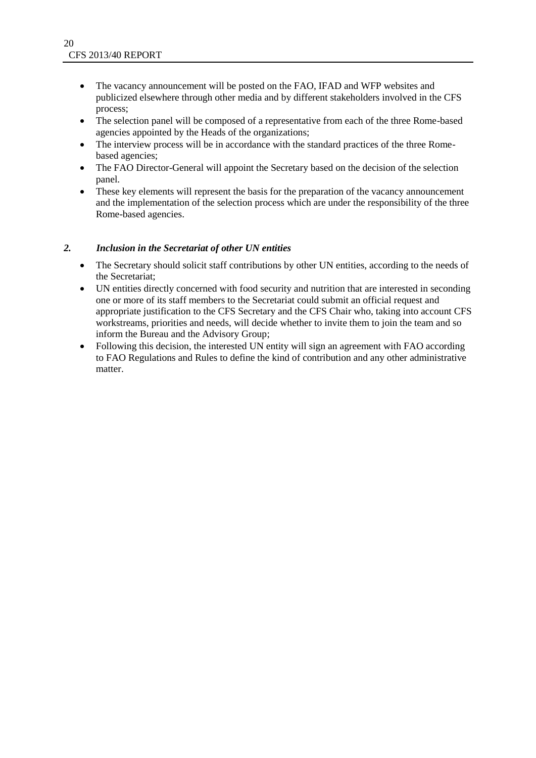- The vacancy announcement will be posted on the FAO, IFAD and WFP websites and publicized elsewhere through other media and by different stakeholders involved in the CFS process;
- The selection panel will be composed of a representative from each of the three Rome-based agencies appointed by the Heads of the organizations;
- The interview process will be in accordance with the standard practices of the three Rome-based agencies;
- The FAO Director-General will appoint the Secretary based on the decision of the selection panel.
- These key elements will represent the basis for the preparation of the vacancy announcement and the implementation of the selection process which are under the responsibility of the three Rome-based agencies.

### *2. Inclusion in the Secretariat of other UN entities*

- The Secretary should solicit staff contributions by other UN entities, according to the needs of the Secretariat;
- UN entities directly concerned with food security and nutrition that are interested in seconding one or more of its staff members to the Secretariat could submit an official request and appropriate justification to the CFS Secretary and the CFS Chair who, taking into account CFS workstreams, priorities and needs, will decide whether to invite them to join the team and so inform the Bureau and the Advisory Group;
- Following this decision, the interested UN entity will sign an agreement with FAO according to FAO Regulations and Rules to define the kind of contribution and any other administrative matter.